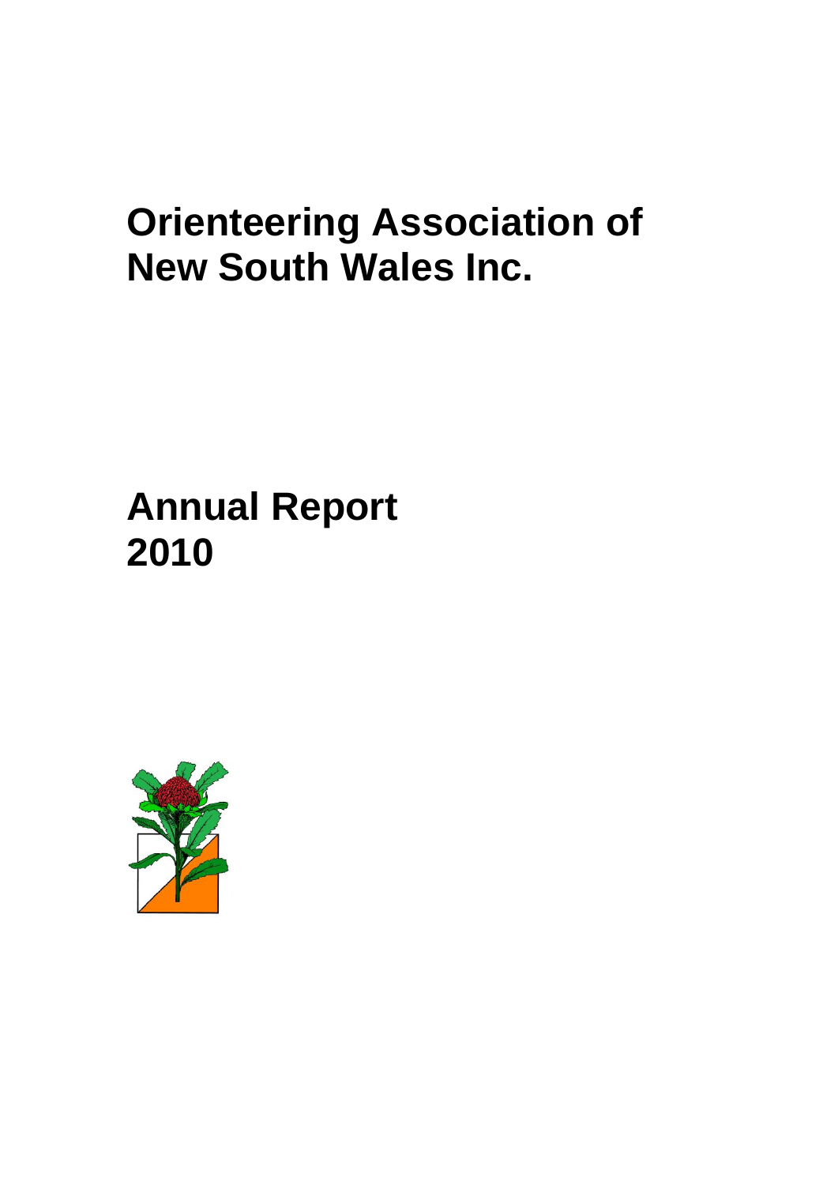# Orienteering Association of New South Wales Inc.

# Annual Report 2010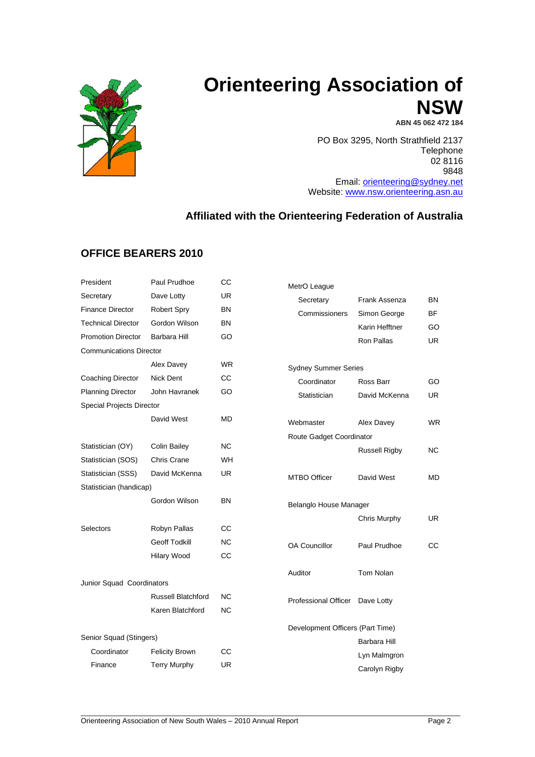# Orienteering Association of NSW

**ABN 45 062 472 184**

PO Box 3295, North Strathfield 2137
Telephone 02 8116 9848
Email: orienteering@sydney.net
Website: www.nsw.orienteering.asn.au

### Affiliated with the Orienteering Federation of Australia

## OFFICE BEARERS 2010

| Role | Name | Club |
|---|---|---|
| President | Paul Prudhoe | CC |
| Secretary | Dave Lotty | UR |
| Finance Director | Robert Spry | BN |
| Technical Director | Gordon Wilson | BN |
| Promotion Director | Barbara Hill | GO |
| Communications Director | Alex Davey | WR |
| Coaching Director | Nick Dent | CC |
| Planning Director | John Havranek | GO |
| Special Projects Director | David West | MD |
| Statistician (OY) | Colin Bailey | NC |
| Statistician (SOS) | Chris Crane | WH |
| Statistician (SSS) | David McKenna | UR |
| Statistician (handicap) | Gordon Wilson | BN |
| Selectors | Robyn Pallas | CC |
| | Geoff Todkill | NC |
| | Hilary Wood | CC |
| Junior Squad Coordinators | Russell Blatchford | NC |
| | Karen Blatchford | NC |
| Senior Squad (Stingers) | | |
| Coordinator | Felicity Brown | CC |
| Finance | Terry Murphy | UR |

| Role | Name | Club |
|---|---|---|
| MetrO League | | |
| Secretary | Frank Assenza | BN |
| Commissioners | Simon George | BF |
| | Karin Hefftner | GO |
| | Ron Pallas | UR |
| Sydney Summer Series | | |
| Coordinator | Ross Barr | GO |
| Statistician | David McKenna | UR |
| Webmaster | Alex Davey | WR |
| Route Gadget Coordinator | Russell Rigby | NC |
| MTBO Officer | David West | MD |
| Belanglo House Manager | Chris Murphy | UR |
| OA Councillor | Paul Prudhoe | CC |
| Auditor | Tom Nolan | |
| Professional Officer | Dave Lotty | |
| Development Officers (Part Time) | Barbara Hill | |
| | Lyn Malmgron | |
| | Carolyn Rigby | |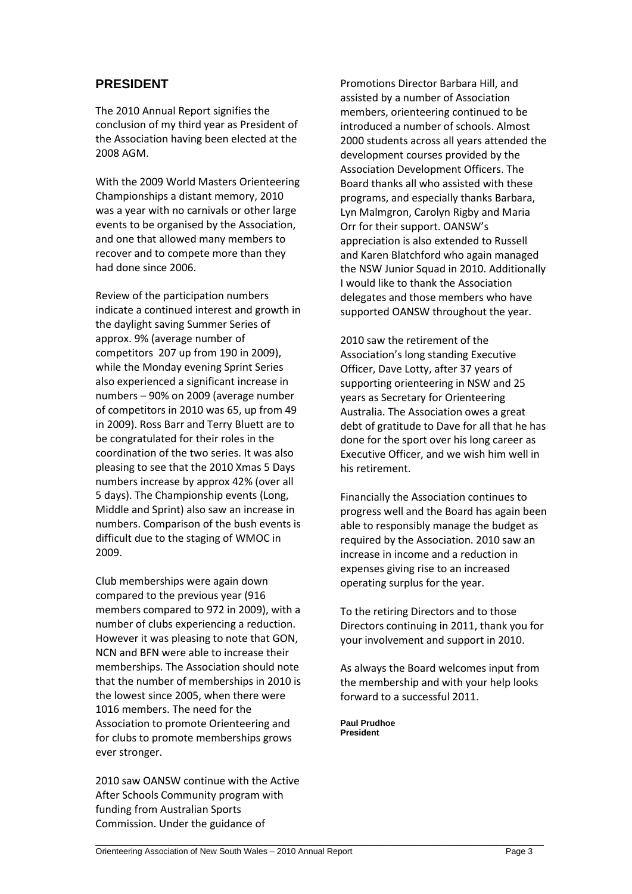## PRESIDENT

The 2010 Annual Report signifies the conclusion of my third year as President of the Association having been elected at the 2008 AGM.

With the 2009 World Masters Orienteering Championships a distant memory, 2010 was a year with no carnivals or other large events to be organised by the Association, and one that allowed many members to recover and to compete more than they had done since 2006.

Review of the participation numbers indicate a continued interest and growth in the daylight saving Summer Series of approx. 9% (average number of competitors 207 up from 190 in 2009), while the Monday evening Sprint Series also experienced a significant increase in numbers – 90% on 2009 (average number of competitors in 2010 was 65, up from 49 in 2009). Ross Barr and Terry Bluett are to be congratulated for their roles in the coordination of the two series. It was also pleasing to see that the 2010 Xmas 5 Days numbers increase by approx 42% (over all 5 days). The Championship events (Long, Middle and Sprint) also saw an increase in numbers. Comparison of the bush events is difficult due to the staging of WMOC in 2009.

Club memberships were again down compared to the previous year (916 members compared to 972 in 2009), with a number of clubs experiencing a reduction. However it was pleasing to note that GON, NCN and BFN were able to increase their memberships. The Association should note that the number of memberships in 2010 is the lowest since 2005, when there were 1016 members. The need for the Association to promote Orienteering and for clubs to promote memberships grows ever stronger.

2010 saw OANSW continue with the Active After Schools Community program with funding from Australian Sports Commission. Under the guidance of Promotions Director Barbara Hill, and assisted by a number of Association members, orienteering continued to be introduced a number of schools. Almost 2000 students across all years attended the development courses provided by the Association Development Officers. The Board thanks all who assisted with these programs, and especially thanks Barbara, Lyn Malmgron, Carolyn Rigby and Maria Orr for their support. OANSW's appreciation is also extended to Russell and Karen Blatchford who again managed the NSW Junior Squad in 2010. Additionally I would like to thank the Association delegates and those members who have supported OANSW throughout the year.

2010 saw the retirement of the Association's long standing Executive Officer, Dave Lotty, after 37 years of supporting orienteering in NSW and 25 years as Secretary for Orienteering Australia. The Association owes a great debt of gratitude to Dave for all that he has done for the sport over his long career as Executive Officer, and we wish him well in his retirement.

Financially the Association continues to progress well and the Board has again been able to responsibly manage the budget as required by the Association. 2010 saw an increase in income and a reduction in expenses giving rise to an increased operating surplus for the year.

To the retiring Directors and to those Directors continuing in 2011, thank you for your involvement and support in 2010.

As always the Board welcomes input from the membership and with your help looks forward to a successful 2011.

**Paul Prudhoe**
**President**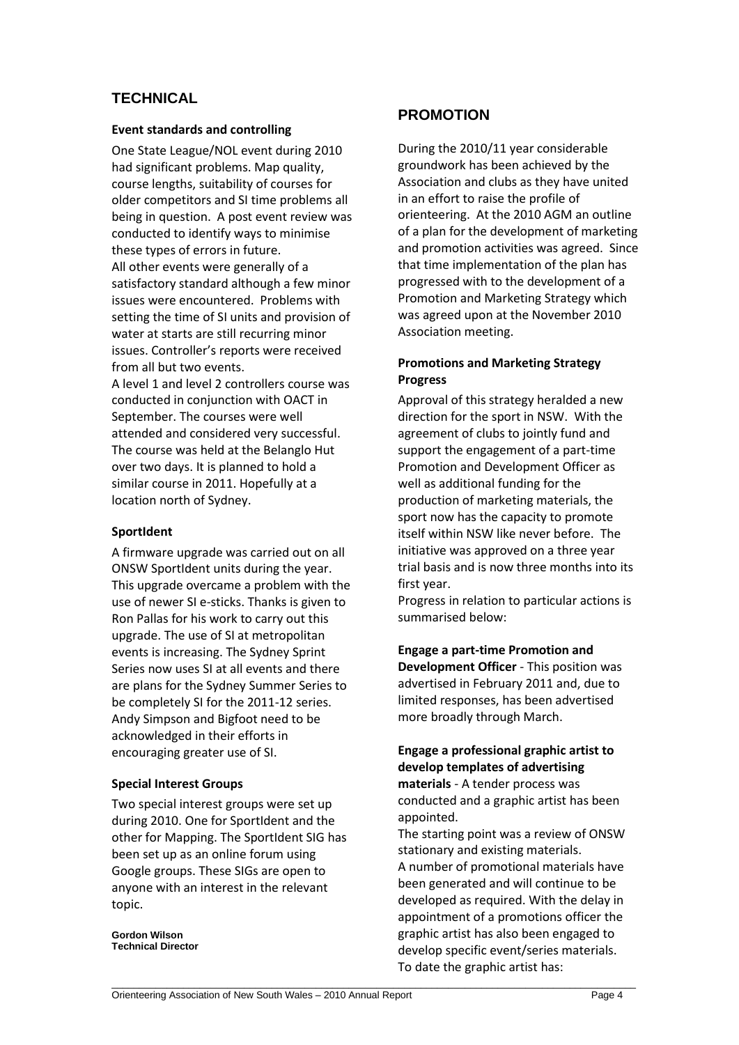## TECHNICAL

### Event standards and controlling

One State League/NOL event during 2010 had significant problems. Map quality, course lengths, suitability of courses for older competitors and SI time problems all being in question. A post event review was conducted to identify ways to minimise these types of errors in future.

All other events were generally of a satisfactory standard although a few minor issues were encountered. Problems with setting the time of SI units and provision of water at starts are still recurring minor issues. Controller's reports were received from all but two events.

A level 1 and level 2 controllers course was conducted in conjunction with OACT in September. The courses were well attended and considered very successful. The course was held at the Belanglo Hut over two days. It is planned to hold a similar course in 2011. Hopefully at a location north of Sydney.

### SportIdent

A firmware upgrade was carried out on all ONSW SportIdent units during the year. This upgrade overcame a problem with the use of newer SI e-sticks. Thanks is given to Ron Pallas for his work to carry out this upgrade. The use of SI at metropolitan events is increasing. The Sydney Sprint Series now uses SI at all events and there are plans for the Sydney Summer Series to be completely SI for the 2011-12 series. Andy Simpson and Bigfoot need to be acknowledged in their efforts in encouraging greater use of SI.

### Special Interest Groups

Two special interest groups were set up during 2010. One for SportIdent and the other for Mapping. The SportIdent SIG has been set up as an online forum using Google groups. These SIGs are open to anyone with an interest in the relevant topic.

**Gordon Wilson**
**Technical Director**

## PROMOTION

During the 2010/11 year considerable groundwork has been achieved by the Association and clubs as they have united in an effort to raise the profile of orienteering. At the 2010 AGM an outline of a plan for the development of marketing and promotion activities was agreed. Since that time implementation of the plan has progressed with to the development of a Promotion and Marketing Strategy which was agreed upon at the November 2010 Association meeting.

### Promotions and Marketing Strategy Progress

Approval of this strategy heralded a new direction for the sport in NSW. With the agreement of clubs to jointly fund and support the engagement of a part-time Promotion and Development Officer as well as additional funding for the production of marketing materials, the sport now has the capacity to promote itself within NSW like never before. The initiative was approved on a three year trial basis and is now three months into its first year.

Progress in relation to particular actions is summarised below:

**Engage a part-time Promotion and Development Officer** - This position was advertised in February 2011 and, due to limited responses, has been advertised more broadly through March.

**Engage a professional graphic artist to develop templates of advertising materials** - A tender process was conducted and a graphic artist has been appointed.

The starting point was a review of ONSW stationary and existing materials.

A number of promotional materials have been generated and will continue to be developed as required. With the delay in appointment of a promotions officer the graphic artist has also been engaged to develop specific event/series materials. To date the graphic artist has: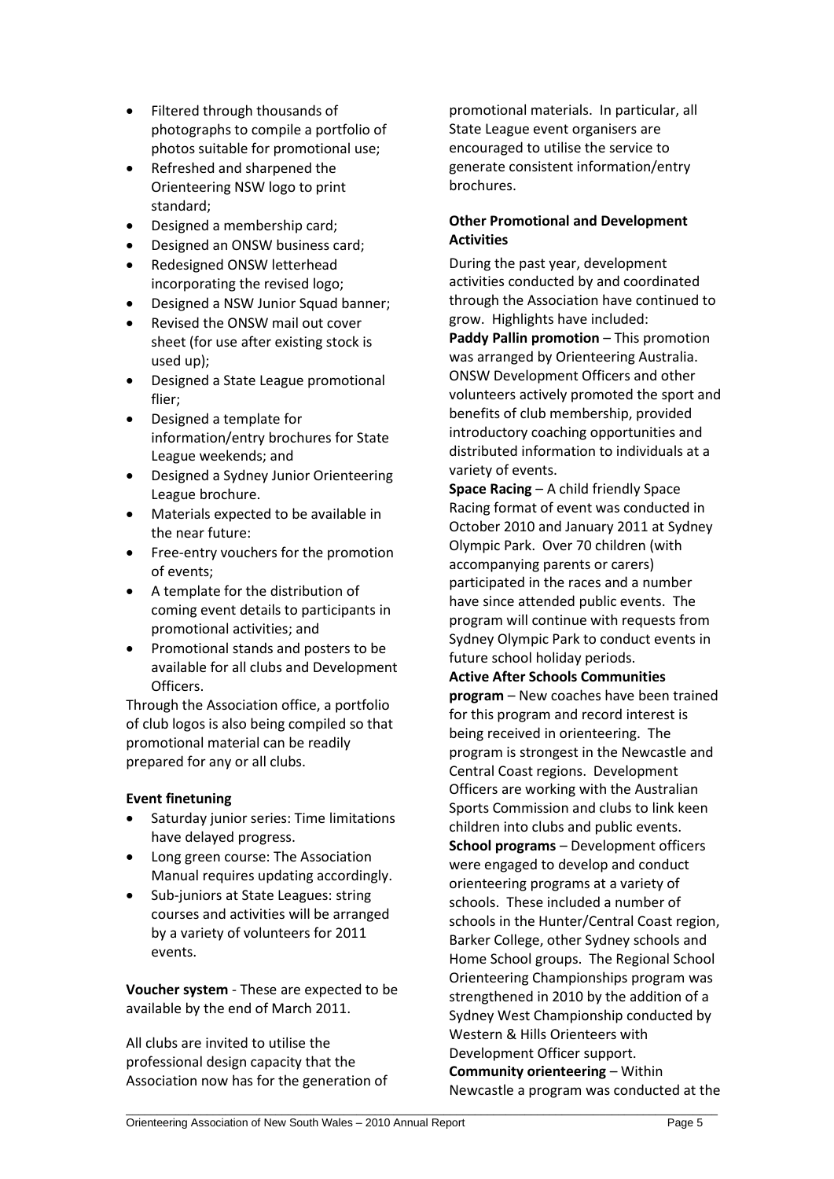- Filtered through thousands of photographs to compile a portfolio of photos suitable for promotional use;
- Refreshed and sharpened the Orienteering NSW logo to print standard;
- Designed a membership card;
- Designed an ONSW business card;
- Redesigned ONSW letterhead incorporating the revised logo;
- Designed a NSW Junior Squad banner;
- Revised the ONSW mail out cover sheet (for use after existing stock is used up);
- Designed a State League promotional flier;
- Designed a template for information/entry brochures for State League weekends; and
- Designed a Sydney Junior Orienteering League brochure.
- Materials expected to be available in the near future:
- Free-entry vouchers for the promotion of events;
- A template for the distribution of coming event details to participants in promotional activities; and
- Promotional stands and posters to be available for all clubs and Development Officers.

Through the Association office, a portfolio of club logos is also being compiled so that promotional material can be readily prepared for any or all clubs.

**Event finetuning**

- Saturday junior series: Time limitations have delayed progress.
- Long green course: The Association Manual requires updating accordingly.
- Sub-juniors at State Leagues: string courses and activities will be arranged by a variety of volunteers for 2011 events.

**Voucher system** - These are expected to be available by the end of March 2011.

All clubs are invited to utilise the professional design capacity that the Association now has for the generation of promotional materials. In particular, all State League event organisers are encouraged to utilise the service to generate consistent information/entry brochures.

**Other Promotional and Development Activities**

During the past year, development activities conducted by and coordinated through the Association have continued to grow. Highlights have included:

**Paddy Pallin promotion** – This promotion was arranged by Orienteering Australia. ONSW Development Officers and other volunteers actively promoted the sport and benefits of club membership, provided introductory coaching opportunities and distributed information to individuals at a variety of events.

**Space Racing** – A child friendly Space Racing format of event was conducted in October 2010 and January 2011 at Sydney Olympic Park. Over 70 children (with accompanying parents or carers) participated in the races and a number have since attended public events. The program will continue with requests from Sydney Olympic Park to conduct events in future school holiday periods.

**Active After Schools Communities program** – New coaches have been trained for this program and record interest is being received in orienteering. The program is strongest in the Newcastle and Central Coast regions. Development Officers are working with the Australian Sports Commission and clubs to link keen children into clubs and public events.

**School programs** – Development officers were engaged to develop and conduct orienteering programs at a variety of schools. These included a number of schools in the Hunter/Central Coast region, Barker College, other Sydney schools and Home School groups. The Regional School Orienteering Championships program was strengthened in 2010 by the addition of a Sydney West Championship conducted by Western & Hills Orienteers with Development Officer support.

**Community orienteering** – Within Newcastle a program was conducted at the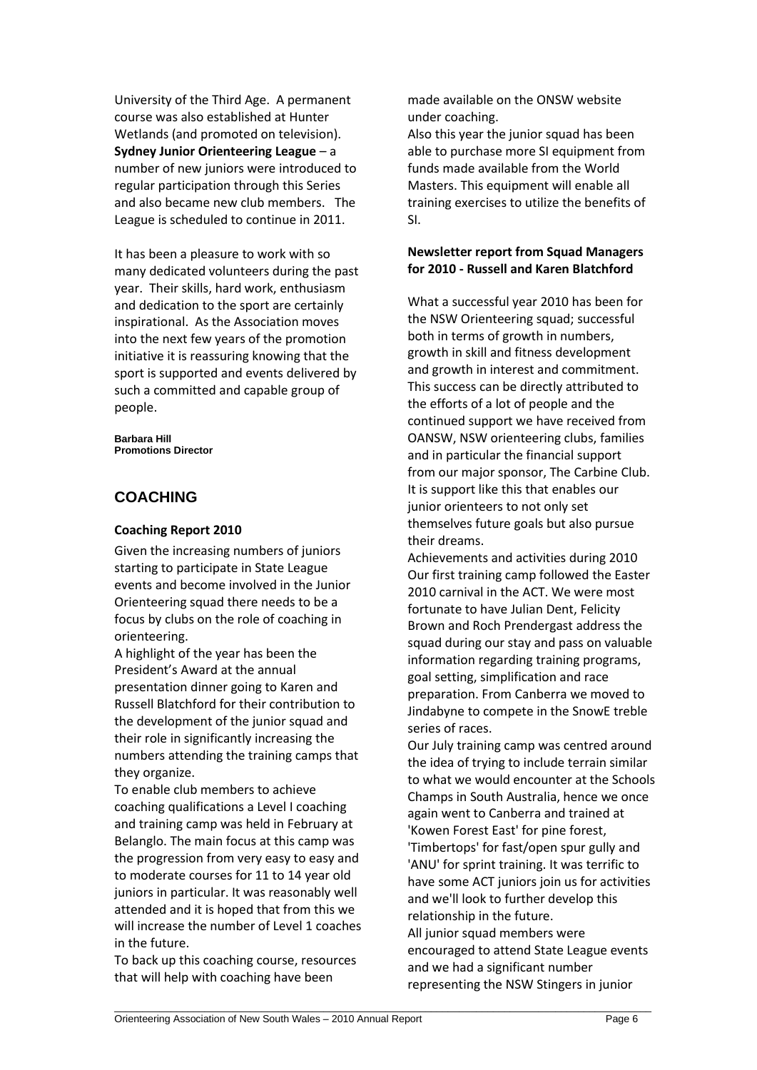University of the Third Age. A permanent course was also established at Hunter Wetlands (and promoted on television).

**Sydney Junior Orienteering League** – a number of new juniors were introduced to regular participation through this Series and also became new club members. The League is scheduled to continue in 2011.

It has been a pleasure to work with so many dedicated volunteers during the past year. Their skills, hard work, enthusiasm and dedication to the sport are certainly inspirational. As the Association moves into the next few years of the promotion initiative it is reassuring knowing that the sport is supported and events delivered by such a committed and capable group of people.

**Barbara Hill**
**Promotions Director**

## COACHING

### Coaching Report 2010

Given the increasing numbers of juniors starting to participate in State League events and become involved in the Junior Orienteering squad there needs to be a focus by clubs on the role of coaching in orienteering.

A highlight of the year has been the President's Award at the annual presentation dinner going to Karen and Russell Blatchford for their contribution to the development of the junior squad and their role in significantly increasing the numbers attending the training camps that they organize.

To enable club members to achieve coaching qualifications a Level I coaching and training camp was held in February at Belanglo. The main focus at this camp was the progression from very easy to easy and to moderate courses for 11 to 14 year old juniors in particular. It was reasonably well attended and it is hoped that from this we will increase the number of Level 1 coaches in the future.

To back up this coaching course, resources that will help with coaching have been made available on the ONSW website under coaching.

Also this year the junior squad has been able to purchase more SI equipment from funds made available from the World Masters. This equipment will enable all training exercises to utilize the benefits of SI.

### Newsletter report from Squad Managers for 2010 - Russell and Karen Blatchford

What a successful year 2010 has been for the NSW Orienteering squad; successful both in terms of growth in numbers, growth in skill and fitness development and growth in interest and commitment. This success can be directly attributed to the efforts of a lot of people and the continued support we have received from OANSW, NSW orienteering clubs, families and in particular the financial support from our major sponsor, The Carbine Club. It is support like this that enables our junior orienteers to not only set themselves future goals but also pursue their dreams.

Achievements and activities during 2010

Our first training camp followed the Easter 2010 carnival in the ACT. We were most fortunate to have Julian Dent, Felicity Brown and Roch Prendergast address the squad during our stay and pass on valuable information regarding training programs, goal setting, simplification and race preparation. From Canberra we moved to Jindabyne to compete in the SnowE treble series of races.

Our July training camp was centred around the idea of trying to include terrain similar to what we would encounter at the Schools Champs in South Australia, hence we once again went to Canberra and trained at 'Kowen Forest East' for pine forest, 'Timbertops' for fast/open spur gully and 'ANU' for sprint training. It was terrific to have some ACT juniors join us for activities and we'll look to further develop this relationship in the future.

All junior squad members were encouraged to attend State League events and we had a significant number representing the NSW Stingers in junior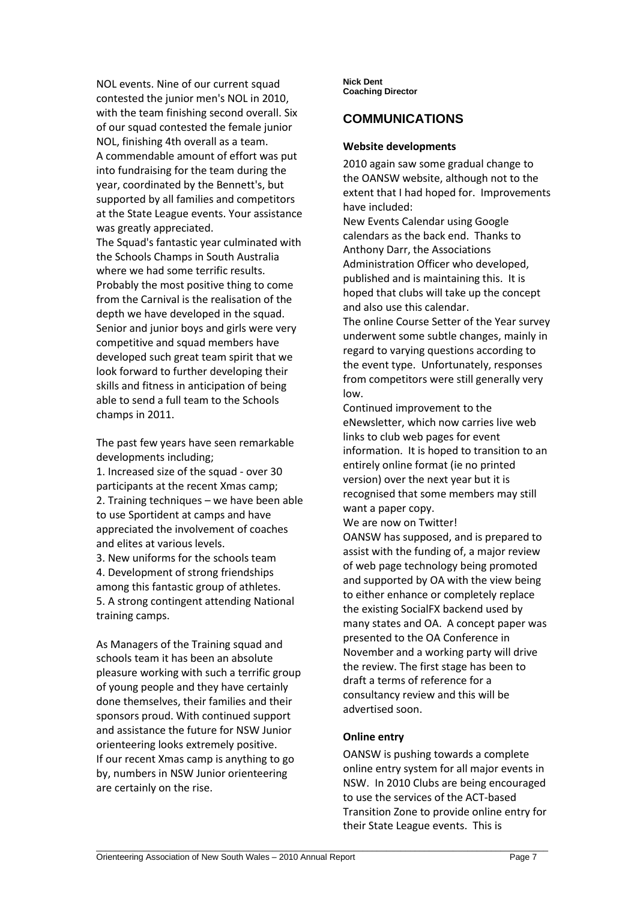NOL events. Nine of our current squad contested the junior men's NOL in 2010, with the team finishing second overall. Six of our squad contested the female junior NOL, finishing 4th overall as a team.

A commendable amount of effort was put into fundraising for the team during the year, coordinated by the Bennett's, but supported by all families and competitors at the State League events. Your assistance was greatly appreciated.

The Squad's fantastic year culminated with the Schools Champs in South Australia where we had some terrific results. Probably the most positive thing to come from the Carnival is the realisation of the depth we have developed in the squad. Senior and junior boys and girls were very competitive and squad members have developed such great team spirit that we look forward to further developing their skills and fitness in anticipation of being able to send a full team to the Schools champs in 2011.

The past few years have seen remarkable developments including;

1. Increased size of the squad - over 30 participants at the recent Xmas camp;
2. Training techniques – we have been able to use Sportident at camps and have appreciated the involvement of coaches and elites at various levels.
3. New uniforms for the schools team
4. Development of strong friendships among this fantastic group of athletes.
5. A strong contingent attending National training camps.

As Managers of the Training squad and schools team it has been an absolute pleasure working with such a terrific group of young people and they have certainly done themselves, their families and their sponsors proud. With continued support and assistance the future for NSW Junior orienteering looks extremely positive.

If our recent Xmas camp is anything to go by, numbers in NSW Junior orienteering are certainly on the rise.

**Nick Dent**
**Coaching Director**

## COMMUNICATIONS

**Website developments**

2010 again saw some gradual change to the OANSW website, although not to the extent that I had hoped for. Improvements have included:

New Events Calendar using Google calendars as the back end. Thanks to Anthony Darr, the Associations Administration Officer who developed, published and is maintaining this. It is hoped that clubs will take up the concept and also use this calendar.

The online Course Setter of the Year survey underwent some subtle changes, mainly in regard to varying questions according to the event type. Unfortunately, responses from competitors were still generally very low.

Continued improvement to the eNewsletter, which now carries live web links to club web pages for event information. It is hoped to transition to an entirely online format (ie no printed version) over the next year but it is recognised that some members may still want a paper copy.

We are now on Twitter!

OANSW has supposed, and is prepared to assist with the funding of, a major review of web page technology being promoted and supported by OA with the view being to either enhance or completely replace the existing SocialFX backend used by many states and OA. A concept paper was presented to the OA Conference in November and a working party will drive the review. The first stage has been to draft a terms of reference for a consultancy review and this will be advertised soon.

**Online entry**

OANSW is pushing towards a complete online entry system for all major events in NSW. In 2010 Clubs are being encouraged to use the services of the ACT-based Transition Zone to provide online entry for their State League events. This is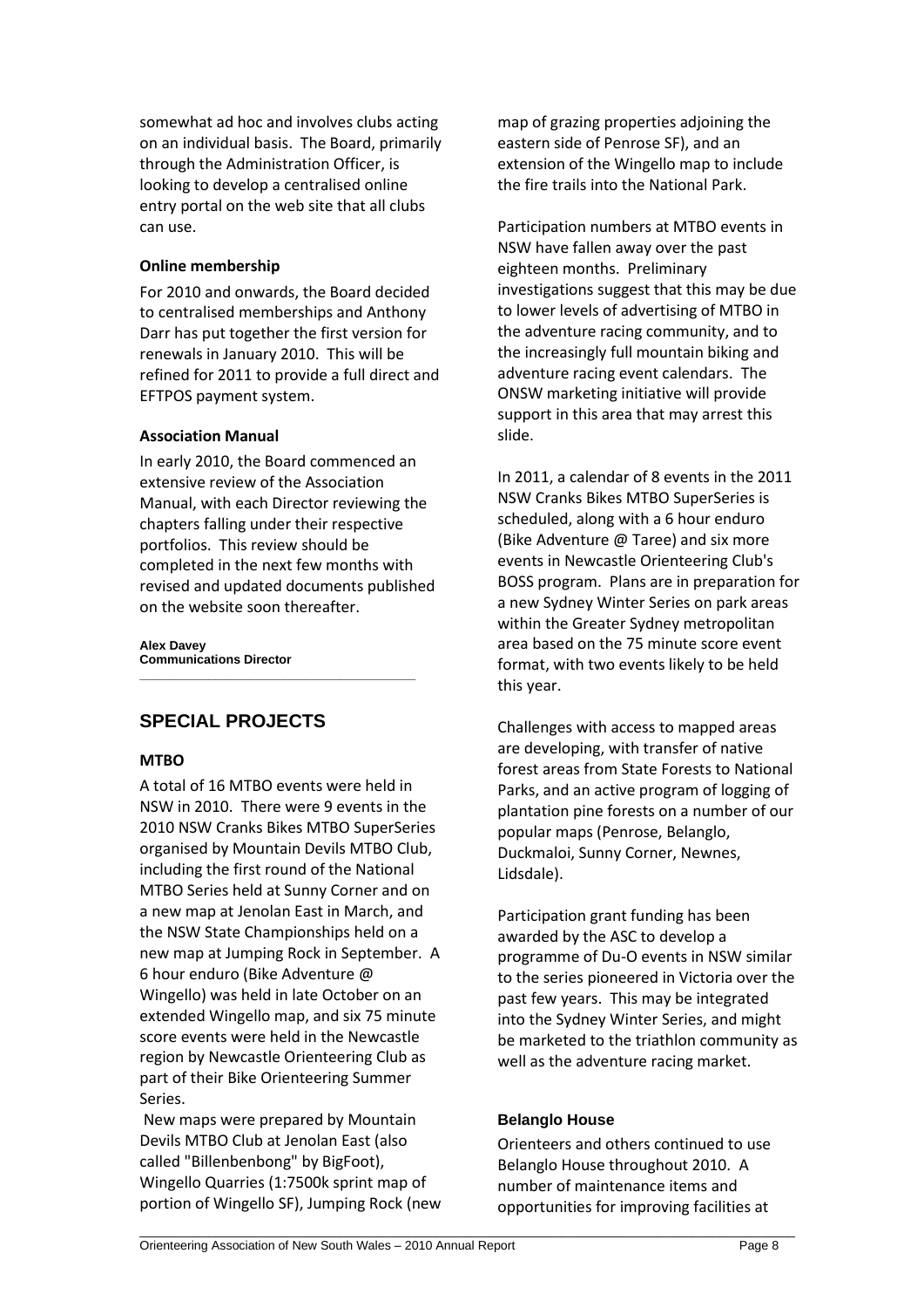somewhat ad hoc and involves clubs acting on an individual basis. The Board, primarily through the Administration Officer, is looking to develop a centralised online entry portal on the web site that all clubs can use.

### Online membership

For 2010 and onwards, the Board decided to centralised memberships and Anthony Darr has put together the first version for renewals in January 2010. This will be refined for 2011 to provide a full direct and EFTPOS payment system.

### Association Manual

In early 2010, the Board commenced an extensive review of the Association Manual, with each Director reviewing the chapters falling under their respective portfolios. This review should be completed in the next few months with revised and updated documents published on the website soon thereafter.

**Alex Davey**
**Communications Director**

---

## SPECIAL PROJECTS

### MTBO

A total of 16 MTBO events were held in NSW in 2010. There were 9 events in the 2010 NSW Cranks Bikes MTBO SuperSeries organised by Mountain Devils MTBO Club, including the first round of the National MTBO Series held at Sunny Corner and on a new map at Jenolan East in March, and the NSW State Championships held on a new map at Jumping Rock in September. A 6 hour enduro (Bike Adventure @ Wingello) was held in late October on an extended Wingello map, and six 75 minute score events were held in the Newcastle region by Newcastle Orienteering Club as part of their Bike Orienteering Summer Series.

New maps were prepared by Mountain Devils MTBO Club at Jenolan East (also called "Billenbenbong" by BigFoot), Wingello Quarries (1:7500k sprint map of portion of Wingello SF), Jumping Rock (new map of grazing properties adjoining the eastern side of Penrose SF), and an extension of the Wingello map to include the fire trails into the National Park.

Participation numbers at MTBO events in NSW have fallen away over the past eighteen months. Preliminary investigations suggest that this may be due to lower levels of advertising of MTBO in the adventure racing community, and to the increasingly full mountain biking and adventure racing event calendars. The ONSW marketing initiative will provide support in this area that may arrest this slide.

In 2011, a calendar of 8 events in the 2011 NSW Cranks Bikes MTBO SuperSeries is scheduled, along with a 6 hour enduro (Bike Adventure @ Taree) and six more events in Newcastle Orienteering Club's BOSS program. Plans are in preparation for a new Sydney Winter Series on park areas within the Greater Sydney metropolitan area based on the 75 minute score event format, with two events likely to be held this year.

Challenges with access to mapped areas are developing, with transfer of native forest areas from State Forests to National Parks, and an active program of logging of plantation pine forests on a number of our popular maps (Penrose, Belanglo, Duckmaloi, Sunny Corner, Newnes, Lidsdale).

Participation grant funding has been awarded by the ASC to develop a programme of Du-O events in NSW similar to the series pioneered in Victoria over the past few years. This may be integrated into the Sydney Winter Series, and might be marketed to the triathlon community as well as the adventure racing market.

### Belanglo House

Orienteers and others continued to use Belanglo House throughout 2010. A number of maintenance items and opportunities for improving facilities at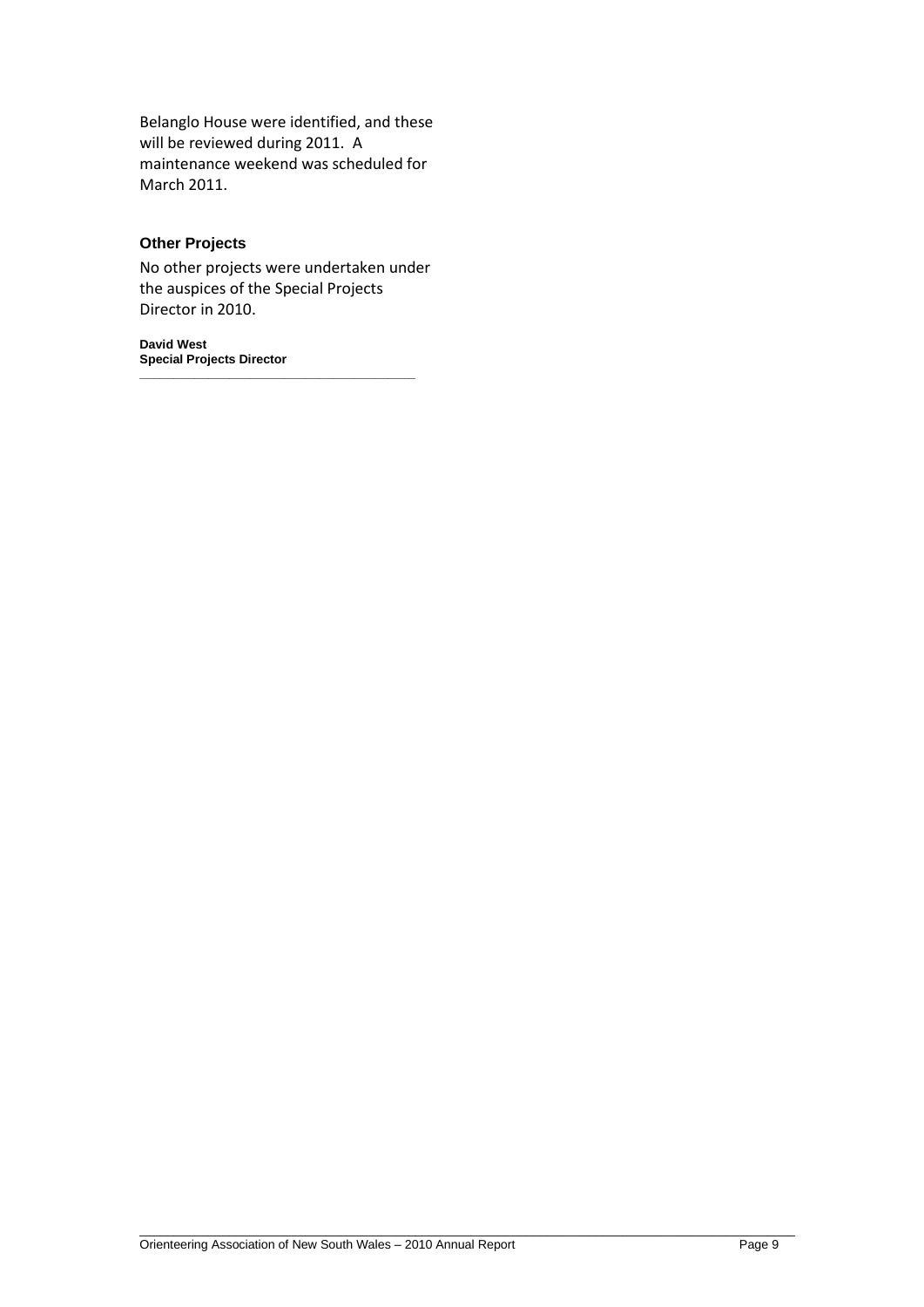Belanglo House were identified, and these will be reviewed during 2011. A maintenance weekend was scheduled for March 2011.

### Other Projects

No other projects were undertaken under the auspices of the Special Projects Director in 2010.

**David West**
**Special Projects Director**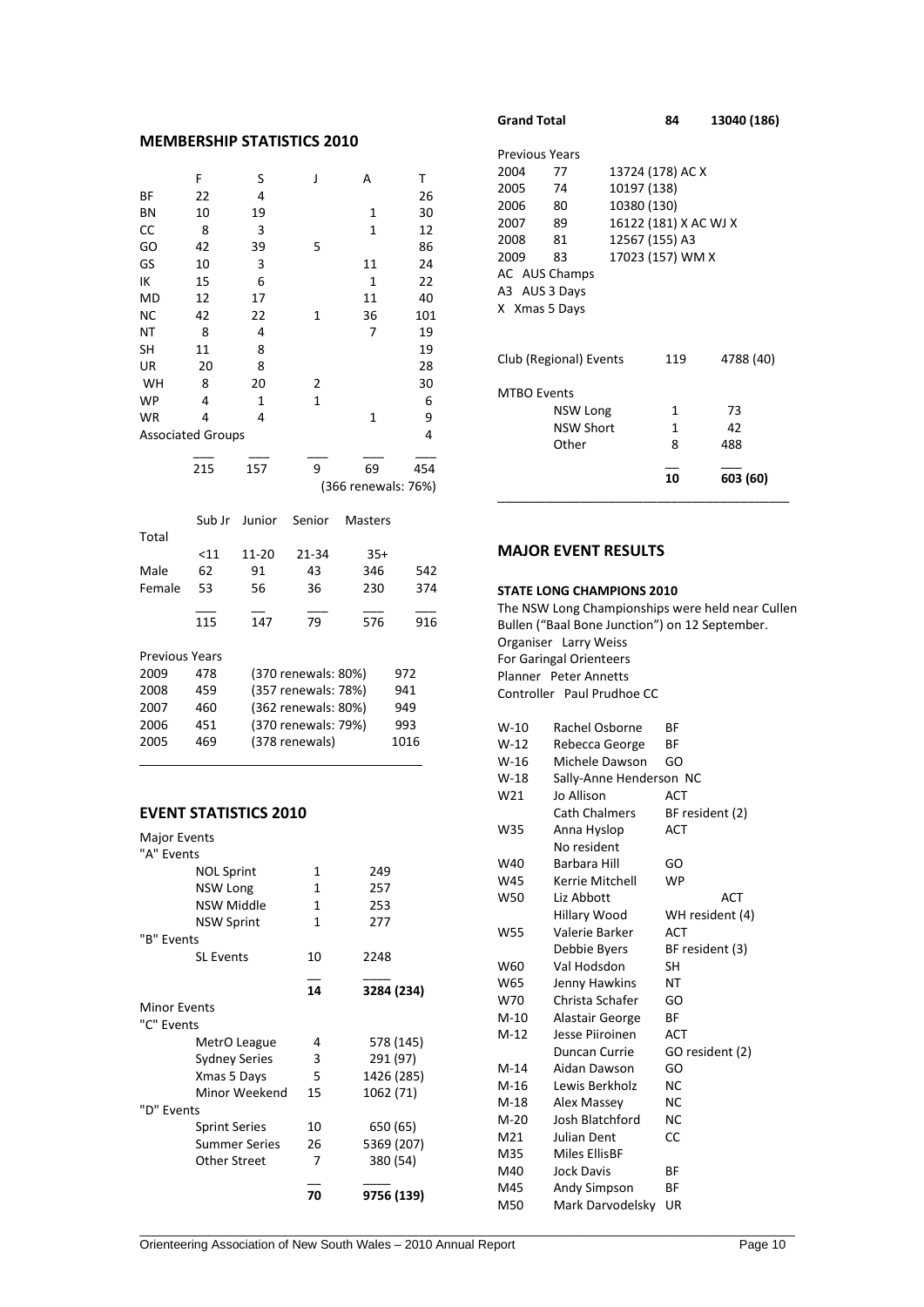## MEMBERSHIP STATISTICS 2010

| | F | S | J | A | T |
|---|---|---|---|---|---|
| BF | 22 | 4 | | | 26 |
| BN | 10 | 19 | | 1 | 30 |
| CC | 8 | 3 | | 1 | 12 |
| GO | 42 | 39 | 5 | | 86 |
| GS | 10 | 3 | | 11 | 24 |
| IK | 15 | 6 | | 1 | 22 |
| MD | 12 | 17 | | 11 | 40 |
| NC | 42 | 22 | 1 | 36 | 101 |
| NT | 8 | 4 | | 7 | 19 |
| SH | 11 | 8 | | | 19 |
| UR | 20 | 8 | | | 28 |
| WH | 8 | 20 | 2 | | 30 |
| WP | 4 | 1 | 1 | | 6 |
| WR | 4 | 4 | | 1 | 9 |
| Associated Groups | | | | | 4 |
| | 215 | 157 | 9 | 69 | 454 |
| | | | | (366 renewals: 76%) | |

| | Sub Jr | Junior | Senior | Masters | Total |
|---|---|---|---|---|---|
| | <11 | 11-20 | 21-34 | 35+ | |
| Male | 62 | 91 | 43 | 346 | 542 |
| Female | 53 | 56 | 36 | 230 | 374 |
| | 115 | 147 | 79 | 576 | 916 |

Previous Years

| | | | |
|---|---|---|---|
| 2009 | 478 | (370 renewals: 80%) | 972 |
| 2008 | 459 | (357 renewals: 78%) | 941 |
| 2007 | 460 | (362 renewals: 80%) | 949 |
| 2006 | 451 | (370 renewals: 79%) | 993 |
| 2005 | 469 | (378 renewals) | 1016 |

## EVENT STATISTICS 2010

| | | |
|---|---|---|
| **Major Events** | | |
| **"A" Events** | | |
| NOL Sprint | 1 | 249 |
| NSW Long | 1 | 257 |
| NSW Middle | 1 | 253 |
| NSW Sprint | 1 | 277 |
| **"B" Events** | | |
| SL Events | 10 | 2248 |
| | **14** | **3284 (234)** |
| **Minor Events** | | |
| **"C" Events** | | |
| MetrO League | 4 | 578 (145) |
| Sydney Series | 3 | 291 (97) |
| Xmas 5 Days | 5 | 1426 (285) |
| Minor Weekend | 15 | 1062 (71) |
| **"D" Events** | | |
| Sprint Series | 10 | 650 (65) |
| Summer Series | 26 | 5369 (207) |
| Other Street | 7 | 380 (54) |
| | **70** | **9756 (139)** |
| **Grand Total** | **84** | **13040 (186)** |

Previous Years

| | | |
|---|---|---|
| 2004 | 77 | 13724 (178) AC X |
| 2005 | 74 | 10197 (138) |
| 2006 | 80 | 10380 (130) |
| 2007 | 89 | 16122 (181) X AC WJ X |
| 2008 | 81 | 12567 (155) A3 |
| 2009 | 83 | 17023 (157) WM X |

AC AUS Champs
A3 AUS 3 Days
X Xmas 5 Days

| | | |
|---|---|---|
| Club (Regional) Events | 119 | 4788 (40) |
| **MTBO Events** | | |
| NSW Long | 1 | 73 |
| NSW Short | 1 | 42 |
| Other | 8 | 488 |
| | **10** | **603 (60)** |

## MAJOR EVENT RESULTS

**STATE LONG CHAMPIONS 2010**

The NSW Long Championships were held near Cullen Bullen ("Baal Bone Junction") on 12 September.
Organiser Larry Weiss
For Garingal Orienteers
Planner Peter Annetts
Controller Paul Prudhoe CC

| | | |
|---|---|---|
| W-10 | Rachel Osborne | BF |
| W-12 | Rebecca George | BF |
| W-16 | Michele Dawson | GO |
| W-18 | Sally-Anne Henderson | NC |
| W21 | Jo Allison | ACT |
| | Cath Chalmers | BF resident (2) |
| W35 | Anna Hyslop | ACT |
| | No resident | |
| W40 | Barbara Hill | GO |
| W45 | Kerrie Mitchell | WP |
| W50 | Liz Abbott | ACT |
| | Hillary Wood | WH resident (4) |
| W55 | Valerie Barker | ACT |
| | Debbie Byers | BF resident (3) |
| W60 | Val Hodsdon | SH |
| W65 | Jenny Hawkins | NT |
| W70 | Christa Schafer | GO |
| M-10 | Alastair George | BF |
| M-12 | Jesse Piiroinen | ACT |
| | Duncan Currie | GO resident (2) |
| M-14 | Aidan Dawson | GO |
| M-16 | Lewis Berkholz | NC |
| M-18 | Alex Massey | NC |
| M-20 | Josh Blatchford | NC |
| M21 | Julian Dent | CC |
| M35 | Miles Ellis | BF |
| M40 | Jock Davis | BF |
| M45 | Andy Simpson | BF |
| M50 | Mark Darvodelsky | UR |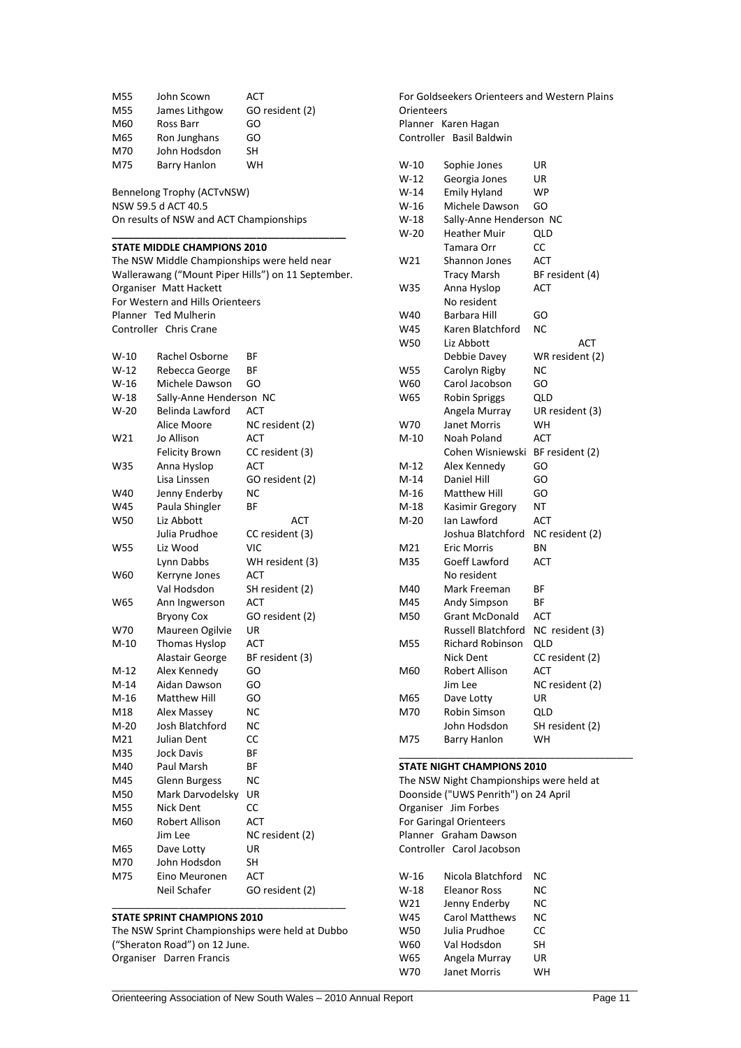| | | |
|---|---|---|
| M55 | John Scown | ACT |
| M55 | James Lithgow | GO resident (2) |
| M60 | Ross Barr | GO |
| M65 | Ron Junghans | GO |
| M70 | John Hodsdon | SH |
| M75 | Barry Hanlon | WH |

Bennelong Trophy (ACTvNSW)
NSW 59.5 d ACT 40.5
On results of NSW and ACT Championships

## STATE MIDDLE CHAMPIONS 2010

The NSW Middle Championships were held near Wallerawang ("Mount Piper Hills") on 11 September.
Organiser Matt Hackett
For Western and Hills Orienteers
Planner Ted Mulherin
Controller Chris Crane

| | | |
|---|---|---|
| W-10 | Rachel Osborne | BF |
| W-12 | Rebecca George | BF |
| W-16 | Michele Dawson | GO |
| W-18 | Sally-Anne Henderson | NC |
| W-20 | Belinda Lawford | ACT |
| | Alice Moore | NC resident (2) |
| W21 | Jo Allison | ACT |
| | Felicity Brown | CC resident (3) |
| W35 | Anna Hyslop | ACT |
| | Lisa Linssen | GO resident (2) |
| W40 | Jenny Enderby | NC |
| W45 | Paula Shingler | BF |
| W50 | Liz Abbott | ACT |
| | Julia Prudhoe | CC resident (3) |
| W55 | Liz Wood | VIC |
| | Lynn Dabbs | WH resident (3) |
| W60 | Kerryne Jones | ACT |
| | Val Hodsdon | SH resident (2) |
| W65 | Ann Ingwerson | ACT |
| | Bryony Cox | GO resident (2) |
| W70 | Maureen Ogilvie | UR |
| M-10 | Thomas Hyslop | ACT |
| | Alastair George | BF resident (3) |
| M-12 | Alex Kennedy | GO |
| M-14 | Aidan Dawson | GO |
| M-16 | Matthew Hill | GO |
| M18 | Alex Massey | NC |
| M-20 | Josh Blatchford | NC |
| M21 | Julian Dent | CC |
| M35 | Jock Davis | BF |
| M40 | Paul Marsh | BF |
| M45 | Glenn Burgess | NC |
| M50 | Mark Darvodelsky | UR |
| M55 | Nick Dent | CC |
| M60 | Robert Allison | ACT |
| | Jim Lee | NC resident (2) |
| M65 | Dave Lotty | UR |
| M70 | John Hodsdon | SH |
| M75 | Eino Meuronen | ACT |
| | Neil Schafer | GO resident (2) |

## STATE SPRINT CHAMPIONS 2010

The NSW Sprint Championships were held at Dubbo ("Sheraton Road") on 12 June.
Organiser Darren Francis
For Goldseekers Orienteers and Western Plains Orienteers
Planner Karen Hagan
Controller Basil Baldwin

| | | |
|---|---|---|
| W-10 | Sophie Jones | UR |
| W-12 | Georgia Jones | UR |
| W-14 | Emily Hyland | WP |
| W-16 | Michele Dawson | GO |
| W-18 | Sally-Anne Henderson | NC |
| W-20 | Heather Muir | QLD |
| | Tamara Orr | CC |
| W21 | Shannon Jones | ACT |
| | Tracy Marsh | BF resident (4) |
| W35 | Anna Hyslop | ACT |
| | No resident | |
| W40 | Barbara Hill | GO |
| W45 | Karen Blatchford | NC |
| W50 | Liz Abbott | ACT |
| | Debbie Davey | WR resident (2) |
| W55 | Carolyn Rigby | NC |
| W60 | Carol Jacobson | GO |
| W65 | Robin Spriggs | QLD |
| | Angela Murray | UR resident (3) |
| W70 | Janet Morris | WH |
| M-10 | Noah Poland | ACT |
| | Cohen Wisniewski | BF resident (2) |
| M-12 | Alex Kennedy | GO |
| M-14 | Daniel Hill | GO |
| M-16 | Matthew Hill | GO |
| M-18 | Kasimir Gregory | NT |
| M-20 | Ian Lawford | ACT |
| | Joshua Blatchford | NC resident (2) |
| M21 | Eric Morris | BN |
| M35 | Goeff Lawford | ACT |
| | No resident | |
| M40 | Mark Freeman | BF |
| M45 | Andy Simpson | BF |
| M50 | Grant McDonald | ACT |
| | Russell Blatchford | NC resident (3) |
| M55 | Richard Robinson | QLD |
| | Nick Dent | CC resident (2) |
| M60 | Robert Allison | ACT |
| | Jim Lee | NC resident (2) |
| M65 | Dave Lotty | UR |
| M70 | Robin Simson | QLD |
| | John Hodsdon | SH resident (2) |
| M75 | Barry Hanlon | WH |

## STATE NIGHT CHAMPIONS 2010

The NSW Night Championships were held at Doonside ("UWS Penrith") on 24 April
Organiser Jim Forbes
For Garingal Orienteers
Planner Graham Dawson
Controller Carol Jacobson

| | | |
|---|---|---|
| W-16 | Nicola Blatchford | NC |
| W-18 | Eleanor Ross | NC |
| W21 | Jenny Enderby | NC |
| W45 | Carol Matthews | NC |
| W50 | Julia Prudhoe | CC |
| W60 | Val Hodsdon | SH |
| W65 | Angela Murray | UR |
| W70 | Janet Morris | WH |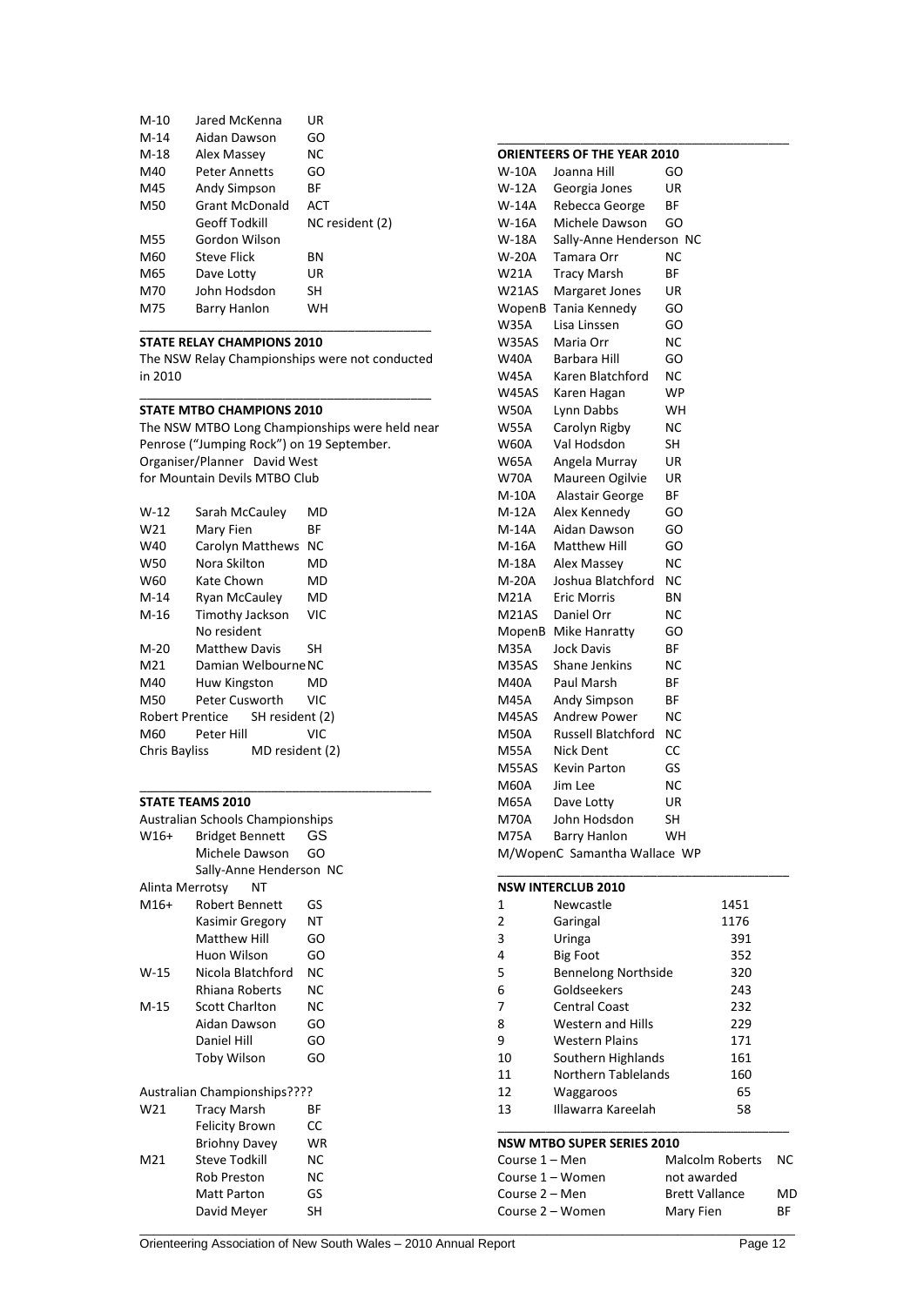| | | |
|---|---|---|
| M-10 | Jared McKenna | UR |
| M-14 | Aidan Dawson | GO |
| M-18 | Alex Massey | NC |
| M40 | Peter Annetts | GO |
| M45 | Andy Simpson | BF |
| M50 | Grant McDonald | ACT |
| | Geoff Todkill | NC resident (2) |
| M55 | Gordon Wilson | |
| M60 | Steve Flick | BN |
| M65 | Dave Lotty | UR |
| M70 | John Hodsdon | SH |
| M75 | Barry Hanlon | WH |

**STATE RELAY CHAMPIONS 2010**

The NSW Relay Championships were not conducted in 2010

**STATE MTBO CHAMPIONS 2010**

The NSW MTBO Long Championships were held near Penrose ("Jumping Rock") on 19 September.
Organiser/Planner David West
for Mountain Devils MTBO Club

| | | |
|---|---|---|
| W-12 | Sarah McCauley | MD |
| W21 | Mary Fien | BF |
| W40 | Carolyn Matthews | NC |
| W50 | Nora Skilton | MD |
| W60 | Kate Chown | MD |
| M-14 | Ryan McCauley | MD |
| M-16 | Timothy Jackson | VIC |
| | No resident | |
| M-20 | Matthew Davis | SH |
| M21 | Damian Welbourne | NC |
| M40 | Huw Kingston | MD |
| M50 | Peter Cusworth | VIC |
| Robert Prentice | SH resident (2) | |
| M60 | Peter Hill | VIC |
| Chris Bayliss | MD resident (2) | |

**STATE TEAMS 2010**

Australian Schools Championships

| | | |
|---|---|---|
| W16+ | Bridget Bennett | GS |
| | Michele Dawson | GO |
| | Sally-Anne Henderson | NC |
| Alinta Merrotsy | NT | |
| M16+ | Robert Bennett | GS |
| | Kasimir Gregory | NT |
| | Matthew Hill | GO |
| | Huon Wilson | GO |
| W-15 | Nicola Blatchford | NC |
| | Rhiana Roberts | NC |
| M-15 | Scott Charlton | NC |
| | Aidan Dawson | GO |
| | Daniel Hill | GO |
| | Toby Wilson | GO |

Australian Championships????

| | | |
|---|---|---|
| W21 | Tracy Marsh | BF |
| | Felicity Brown | CC |
| | Briohny Davey | WR |
| M21 | Steve Todkill | NC |
| | Rob Preston | NC |
| | Matt Parton | GS |
| | David Meyer | SH |

**ORIENTEERS OF THE YEAR 2010**

| | | |
|---|---|---|
| W-10A | Joanna Hill | GO |
| W-12A | Georgia Jones | UR |
| W-14A | Rebecca George | BF |
| W-16A | Michele Dawson | GO |
| W-18A | Sally-Anne Henderson | NC |
| W-20A | Tamara Orr | NC |
| W21A | Tracy Marsh | BF |
| W21AS | Margaret Jones | UR |
| WopenB | Tania Kennedy | GO |
| W35A | Lisa Linssen | GO |
| W35AS | Maria Orr | NC |
| W40A | Barbara Hill | GO |
| W45A | Karen Blatchford | NC |
| W45AS | Karen Hagan | WP |
| W50A | Lynn Dabbs | WH |
| W55A | Carolyn Rigby | NC |
| W60A | Val Hodsdon | SH |
| W65A | Angela Murray | UR |
| W70A | Maureen Ogilvie | UR |
| M-10A | Alastair George | BF |
| M-12A | Alex Kennedy | GO |
| M-14A | Aidan Dawson | GO |
| M-16A | Matthew Hill | GO |
| M-18A | Alex Massey | NC |
| M-20A | Joshua Blatchford | NC |
| M21A | Eric Morris | BN |
| M21AS | Daniel Orr | NC |
| MopenB | Mike Hanratty | GO |
| M35A | Jock Davis | BF |
| M35AS | Shane Jenkins | NC |
| M40A | Paul Marsh | BF |
| M45A | Andy Simpson | BF |
| M45AS | Andrew Power | NC |
| M50A | Russell Blatchford | NC |
| M55A | Nick Dent | CC |
| M55AS | Kevin Parton | GS |
| M60A | Jim Lee | NC |
| M65A | Dave Lotty | UR |
| M70A | John Hodsdon | SH |
| M75A | Barry Hanlon | WH |
| M/WopenC | Samantha Wallace | WP |

**NSW INTERCLUB 2010**

| | | |
|---|---|---|
| 1 | Newcastle | 1451 |
| 2 | Garingal | 1176 |
| 3 | Uringa | 391 |
| 4 | Big Foot | 352 |
| 5 | Bennelong Northside | 320 |
| 6 | Goldseekers | 243 |
| 7 | Central Coast | 232 |
| 8 | Western and Hills | 229 |
| 9 | Western Plains | 171 |
| 10 | Southern Highlands | 161 |
| 11 | Northern Tablelands | 160 |
| 12 | Waggaroos | 65 |
| 13 | Illawarra Kareelah | 58 |

**NSW MTBO SUPER SERIES 2010**

| | | |
|---|---|---|
| Course 1 – Men | Malcolm Roberts | NC |
| Course 1 – Women | not awarded | |
| Course 2 – Men | Brett Vallance | MD |
| Course 2 – Women | Mary Fien | BF |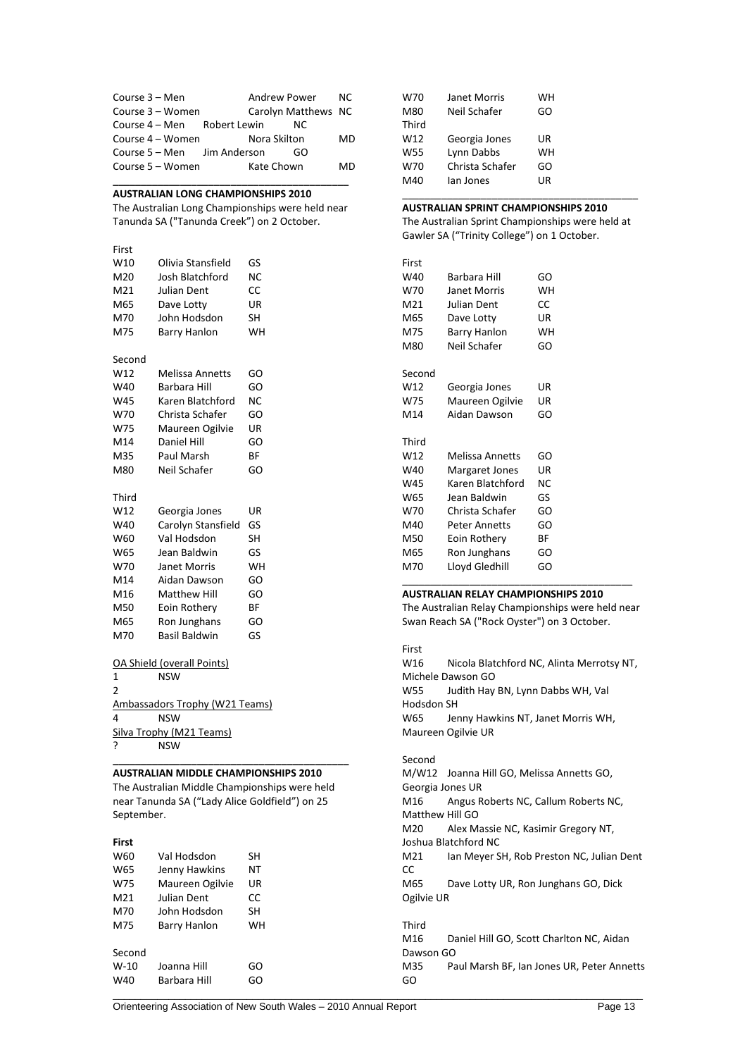| | | |
|---|---|---|
| Course 3 – Men | Andrew Power | NC |
| Course 3 – Women | Carolyn Matthews | NC |
| Course 4 – Men | Robert Lewin | NC |
| Course 4 – Women | Nora Skilton | MD |
| Course 5 – Men | Jim Anderson | GO |
| Course 5 – Women | Kate Chown | MD |

## AUSTRALIAN LONG CHAMPIONSHIPS 2010

The Australian Long Championships were held near Tanunda SA ("Tanunda Creek") on 2 October.

First

| | | |
|---|---|---|
| W10 | Olivia Stansfield | GS |
| M20 | Josh Blatchford | NC |
| M21 | Julian Dent | CC |
| M65 | Dave Lotty | UR |
| M70 | John Hodsdon | SH |
| M75 | Barry Hanlon | WH |

Second

| | | |
|---|---|---|
| W12 | Melissa Annetts | GO |
| W40 | Barbara Hill | GO |
| W45 | Karen Blatchford | NC |
| W70 | Christa Schafer | GO |
| W75 | Maureen Ogilvie | UR |
| M14 | Daniel Hill | GO |
| M35 | Paul Marsh | BF |
| M80 | Neil Schafer | GO |

Third

| | | |
|---|---|---|
| W12 | Georgia Jones | UR |
| W40 | Carolyn Stansfield | GS |
| W60 | Val Hodsdon | SH |
| W65 | Jean Baldwin | GS |
| W70 | Janet Morris | WH |
| M14 | Aidan Dawson | GO |
| M16 | Matthew Hill | GO |
| M50 | Eoin Rothery | BF |
| M65 | Ron Junghans | GO |
| M70 | Basil Baldwin | GS |

OA Shield (overall Points)

1 NSW

2

Ambassadors Trophy (W21 Teams)

4 NSW

Silva Trophy (M21 Teams)

? NSW

## AUSTRALIAN MIDDLE CHAMPIONSHIPS 2010

The Australian Middle Championships were held near Tanunda SA ("Lady Alice Goldfield") on 25 September.

**First**

| | | |
|---|---|---|
| W60 | Val Hodsdon | SH |
| W65 | Jenny Hawkins | NT |
| W75 | Maureen Ogilvie | UR |
| M21 | Julian Dent | CC |
| M70 | John Hodsdon | SH |
| M75 | Barry Hanlon | WH |

Second

| | | |
|---|---|---|
| W-10 | Joanna Hill | GO |
| W40 | Barbara Hill | GO |
| W70 | Janet Morris | WH |
| M80 | Neil Schafer | GO |

Third

| | | |
|---|---|---|
| W12 | Georgia Jones | UR |
| W55 | Lynn Dabbs | WH |
| W70 | Christa Schafer | GO |
| M40 | Ian Jones | UR |

## AUSTRALIAN SPRINT CHAMPIONSHIPS 2010

The Australian Sprint Championships were held at Gawler SA ("Trinity College") on 1 October.

First

| | | |
|---|---|---|
| W40 | Barbara Hill | GO |
| W70 | Janet Morris | WH |
| M21 | Julian Dent | CC |
| M65 | Dave Lotty | UR |
| M75 | Barry Hanlon | WH |
| M80 | Neil Schafer | GO |

Second

| | | |
|---|---|---|
| W12 | Georgia Jones | UR |
| W75 | Maureen Ogilvie | UR |
| M14 | Aidan Dawson | GO |

Third

| | | |
|---|---|---|
| W12 | Melissa Annetts | GO |
| W40 | Margaret Jones | UR |
| W45 | Karen Blatchford | NC |
| W65 | Jean Baldwin | GS |
| W70 | Christa Schafer | GO |
| M40 | Peter Annetts | GO |
| M50 | Eoin Rothery | BF |
| M65 | Ron Junghans | GO |
| M70 | Lloyd Gledhill | GO |

## AUSTRALIAN RELAY CHAMPIONSHIPS 2010

The Australian Relay Championships were held near Swan Reach SA ("Rock Oyster") on 3 October.

First

W16 Nicola Blatchford NC, Alinta Merrotsy NT, Michele Dawson GO

W55 Judith Hay BN, Lynn Dabbs WH, Val Hodsdon SH

W65 Jenny Hawkins NT, Janet Morris WH, Maureen Ogilvie UR

Second

M/W12 Joanna Hill GO, Melissa Annetts GO, Georgia Jones UR

M16 Angus Roberts NC, Callum Roberts NC, Matthew Hill GO

M20 Alex Massie NC, Kasimir Gregory NT, Joshua Blatchford NC

M21 Ian Meyer SH, Rob Preston NC, Julian Dent CC

M65 Dave Lotty UR, Ron Junghans GO, Dick Ogilvie UR

Third

M16 Daniel Hill GO, Scott Charlton NC, Aidan Dawson GO

M35 Paul Marsh BF, Ian Jones UR, Peter Annetts GO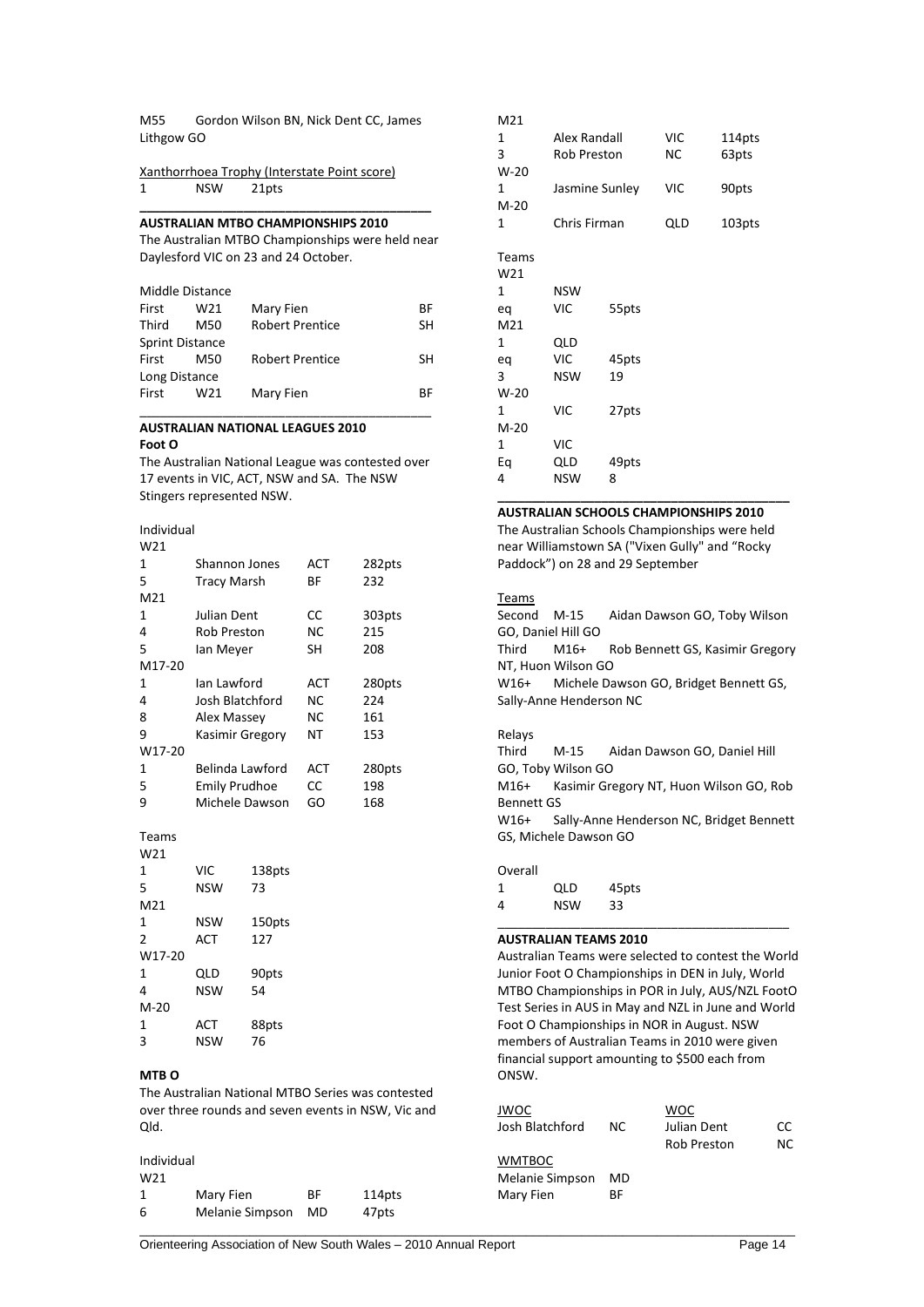M55 Gordon Wilson BN, Nick Dent CC, James Lithgow GO

Xanthorrhoea Trophy (Interstate Point score)

| 1 | NSW | 21pts |
|---|---|---|

## AUSTRALIAN MTBO CHAMPIONSHIPS 2010

The Australian MTBO Championships were held near Daylesford VIC on 23 and 24 October.

| Middle Distance | | | |
|---|---|---|---|
| First | W21 | Mary Fien | BF |
| Third | M50 | Robert Prentice | SH |
| **Sprint Distance** | | | |
| First | M50 | Robert Prentice | SH |
| **Long Distance** | | | |
| First | W21 | Mary Fien | BF |

## AUSTRALIAN NATIONAL LEAGUES 2010

### Foot O

The Australian National League was contested over 17 events in VIC, ACT, NSW and SA. The NSW Stingers represented NSW.

Individual

| | | | |
|---|---|---|---|
| **W21** | | | |
| 1 | Shannon Jones | ACT | 282pts |
| 5 | Tracy Marsh | BF | 232 |
| **M21** | | | |
| 1 | Julian Dent | CC | 303pts |
| 4 | Rob Preston | NC | 215 |
| 5 | Ian Meyer | SH | 208 |
| **M17-20** | | | |
| 1 | Ian Lawford | ACT | 280pts |
| 4 | Josh Blatchford | NC | 224 |
| 8 | Alex Massey | NC | 161 |
| 9 | Kasimir Gregory | NT | 153 |
| **W17-20** | | | |
| 1 | Belinda Lawford | ACT | 280pts |
| 5 | Emily Prudhoe | CC | 198 |
| 9 | Michele Dawson | GO | 168 |

Teams

| | | |
|---|---|---|
| **W21** | | |
| 1 | VIC | 138pts |
| 5 | NSW | 73 |
| **M21** | | |
| 1 | NSW | 150pts |
| 2 | ACT | 127 |
| **W17-20** | | |
| 1 | QLD | 90pts |
| 4 | NSW | 54 |
| **M-20** | | |
| 1 | ACT | 88pts |
| 3 | NSW | 76 |

### MTB O

The Australian National MTBO Series was contested over three rounds and seven events in NSW, Vic and Qld.

Individual

| | | | |
|---|---|---|---|
| **W21** | | | |
| 1 | Mary Fien | BF | 114pts |
| 6 | Melanie Simpson | MD | 47pts |
| **M21** | | | |
| 1 | Alex Randall | VIC | 114pts |
| 3 | Rob Preston | NC | 63pts |
| **W-20** | | | |
| 1 | Jasmine Sunley | VIC | 90pts |
| **M-20** | | | |
| 1 | Chris Firman | QLD | 103pts |

Teams

| | | |
|---|---|---|
| **W21** | | |
| 1 | NSW | |
| eq | VIC | 55pts |
| **M21** | | |
| 1 | QLD | |
| eq | VIC | 45pts |
| 3 | NSW | 19 |
| **W-20** | | |
| 1 | VIC | 27pts |
| **M-20** | | |
| 1 | VIC | |
| Eq | QLD | 49pts |
| 4 | NSW | 8 |

## AUSTRALIAN SCHOOLS CHAMPIONSHIPS 2010

The Australian Schools Championships were held near Williamstown SA ("Vixen Gully" and "Rocky Paddock") on 28 and 29 September

Teams

Second M-15 Aidan Dawson GO, Toby Wilson GO, Daniel Hill GO

Third M16+ Rob Bennett GS, Kasimir Gregory NT, Huon Wilson GO

W16+ Michele Dawson GO, Bridget Bennett GS, Sally-Anne Henderson NC

Relays

Third M-15 Aidan Dawson GO, Daniel Hill GO, Toby Wilson GO

M16+ Kasimir Gregory NT, Huon Wilson GO, Rob Bennett GS

W16+ Sally-Anne Henderson NC, Bridget Bennett GS, Michele Dawson GO

Overall

| 1 | QLD | 45pts |
|---|---|---|
| 4 | NSW | 33 |

## AUSTRALIAN TEAMS 2010

Australian Teams were selected to contest the World Junior Foot O Championships in DEN in July, World MTBO Championships in POR in July, AUS/NZL FootO Test Series in AUS in May and NZL in June and World Foot O Championships in NOR in August. NSW members of Australian Teams in 2010 were given financial support amounting to $500 each from ONSW.

JWOC

| | |
|---|---|
| Josh Blatchford | NC |

WMTBOC

| | |
|---|---|
| Melanie Simpson | MD |
| Mary Fien | BF |

WOC

| | |
|---|---|
| Julian Dent | CC |
| Rob Preston | NC |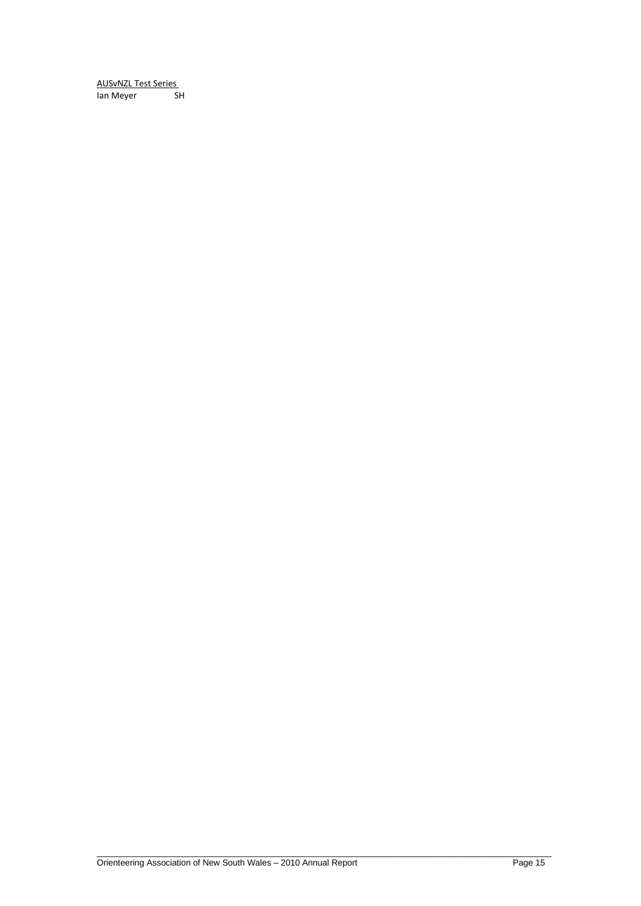<u>AUSvNZL Test Series</u>

Ian Meyer SH